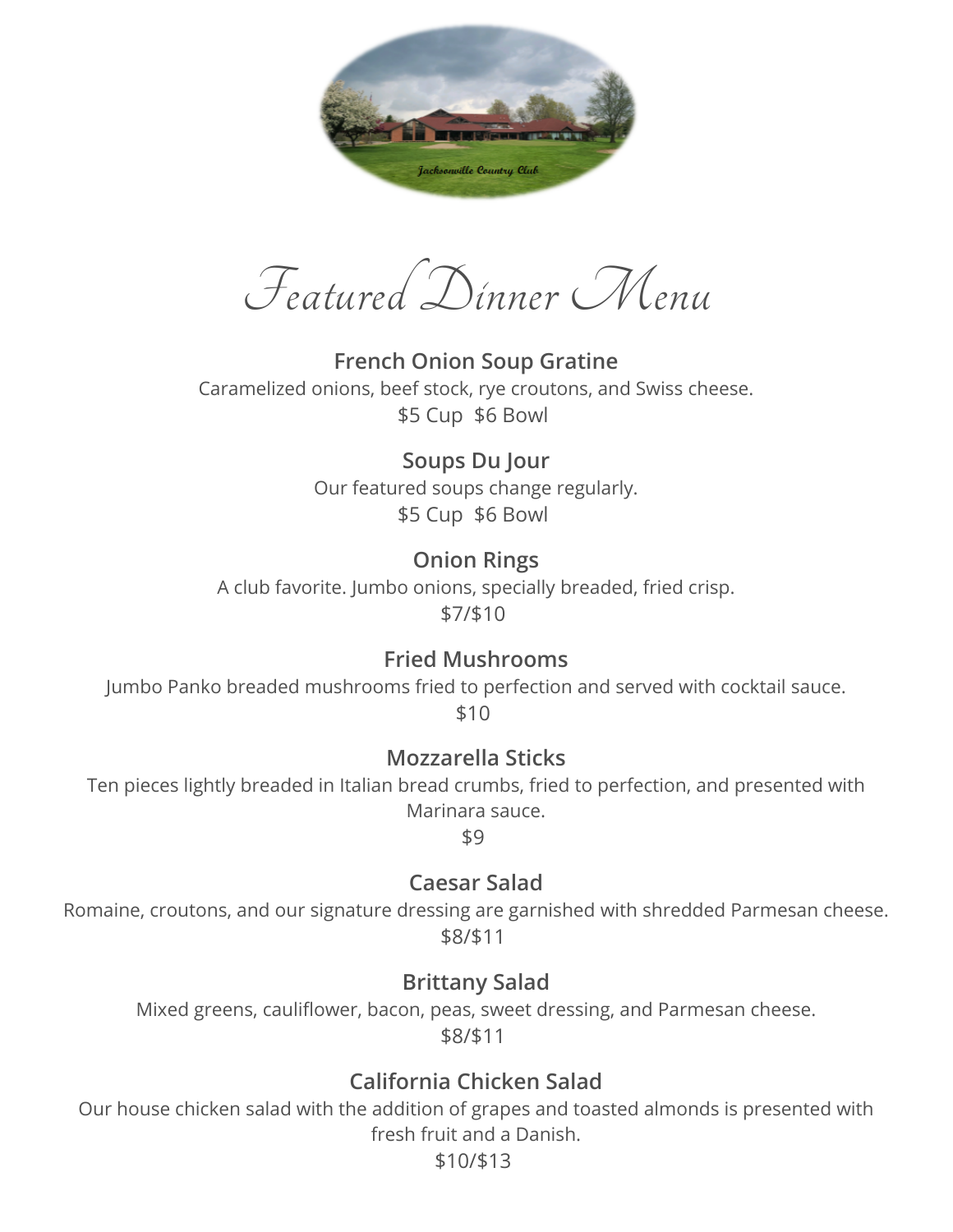# Featured Dinner Menu

### French Onion Soup Gratine

Caramelized onions, beef stock, rye croutons, and Swiss cheese.

$5 Cup  $6 Bowl

### Soups Du Jour

Our featured soups change regularly.

$5 Cup  $6 Bowl

### Onion Rings

A club favorite. Jumbo onions, specially breaded, fried crisp.

$7/$10

### Fried Mushrooms

Jumbo Panko breaded mushrooms fried to perfection and served with cocktail sauce.

$10

### Mozzarella Sticks

Ten pieces lightly breaded in Italian bread crumbs, fried to perfection, and presented with Marinara sauce.

$9

### Caesar Salad

Romaine, croutons, and our signature dressing are garnished with shredded Parmesan cheese.

$8/$11

### Brittany Salad

Mixed greens, cauliflower, bacon, peas, sweet dressing, and Parmesan cheese.

$8/$11

### California Chicken Salad

Our house chicken salad with the addition of grapes and toasted almonds is presented with fresh fruit and a Danish.

$10/$13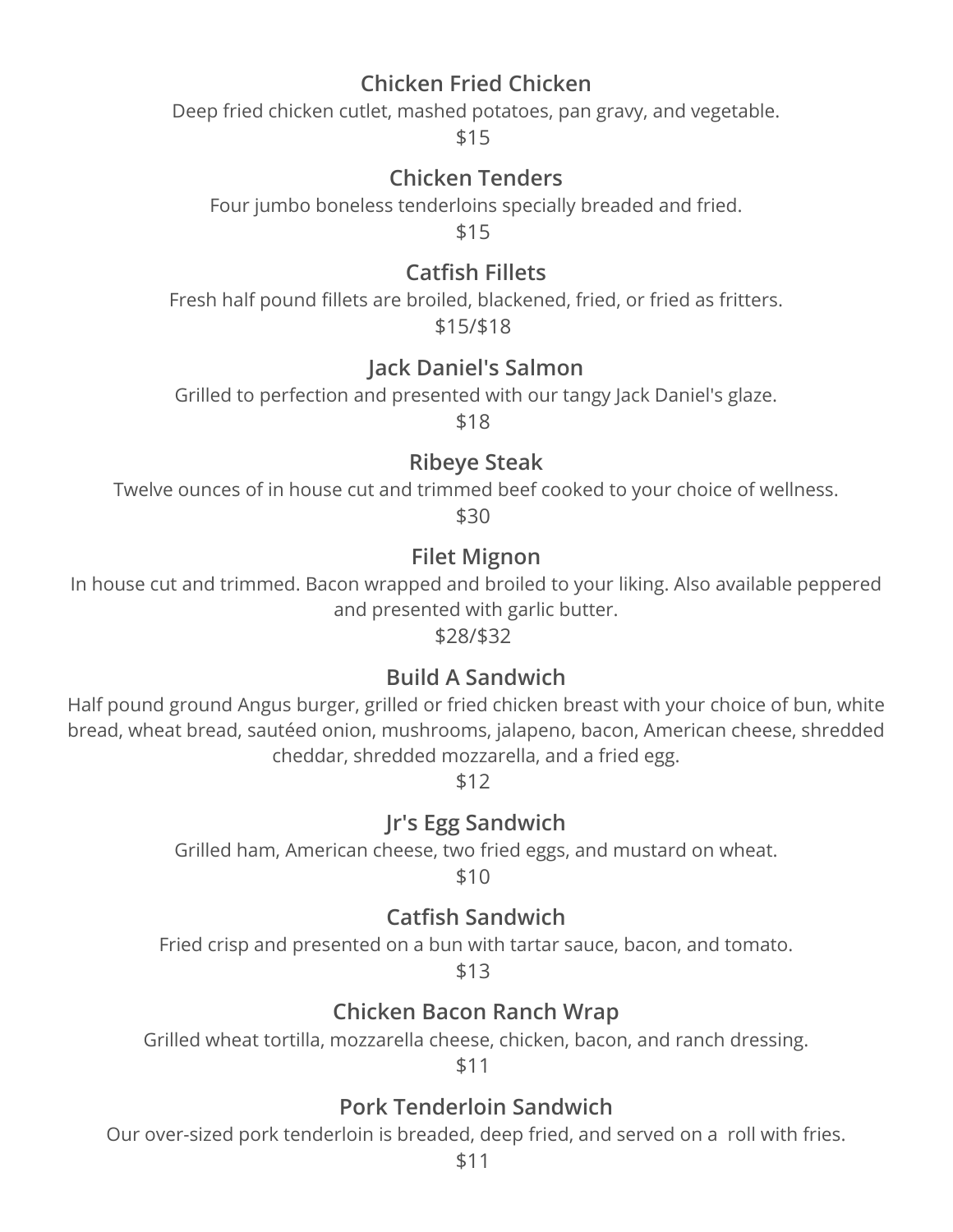### Chicken Fried Chicken

Deep fried chicken cutlet, mashed potatoes, pan gravy, and vegetable.

$15

### Chicken Tenders

Four jumbo boneless tenderloins specially breaded and fried.

$15

### Catfish Fillets

Fresh half pound fillets are broiled, blackened, fried, or fried as fritters.

$15/$18

### Jack Daniel's Salmon

Grilled to perfection and presented with our tangy Jack Daniel's glaze.

$18

### Ribeye Steak

Twelve ounces of in house cut and trimmed beef cooked to your choice of wellness.

$30

### Filet Mignon

In house cut and trimmed. Bacon wrapped and broiled to your liking. Also available peppered and presented with garlic butter.

$28/$32

### Build A Sandwich

Half pound ground Angus burger, grilled or fried chicken breast with your choice of bun, white bread, wheat bread, sautéed onion, mushrooms, jalapeno, bacon, American cheese, shredded cheddar, shredded mozzarella, and a fried egg.

$12

### Jr's Egg Sandwich

Grilled ham, American cheese, two fried eggs, and mustard on wheat.

$10

### Catfish Sandwich

Fried crisp and presented on a bun with tartar sauce, bacon, and tomato.

$13

### Chicken Bacon Ranch Wrap

Grilled wheat tortilla, mozzarella cheese, chicken, bacon, and ranch dressing.

$11

### Pork Tenderloin Sandwich

Our over-sized pork tenderloin is breaded, deep fried, and served on a roll with fries.

$11